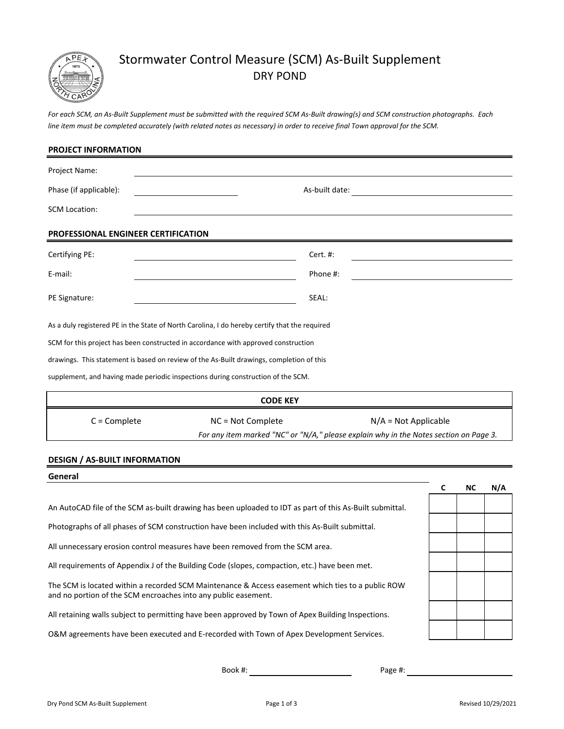# Stormwater Control Measure (SCM) As-Built Supplement

## DRY POND

*For each SCM, an As-Built Supplement must be submitted with the required SCM As-Built drawing(s) and SCM construction photographs. Each line item must be completed accurately (with related notes as necessary) in order to receive final Town approval for the SCM.*

### PROJECT INFORMATION

Project Name: ______________________________

Phase (if applicable): ______________ As-built date: ______________

SCM Location: ______________________________

### PROFESSIONAL ENGINEER CERTIFICATION

Certifying PE: ______________ Cert. #: ______________

E-mail: ______________ Phone #: ______________

PE Signature: ______________ SEAL:

As a duly registered PE in the State of North Carolina, I do hereby certify that the required SCM for this project has been constructed in accordance with approved construction drawings. This statement is based on review of the As-Built drawings, completion of this supplement, and having made periodic inspections during construction of the SCM.

| CODE KEY | | |
|---|---|---|
| C = Complete | NC = Not Complete | N/A = Not Applicable |
| | *For any item marked "NC" or "N/A," please explain why in the Notes section on Page 3.* | |

### DESIGN / AS-BUILT INFORMATION

**General**

| | C | NC | N/A |
|---|---|---|---|
| An AutoCAD file of the SCM as-built drawing has been uploaded to IDT as part of this As-Built submittal. | | | |
| Photographs of all phases of SCM construction have been included with this As-Built submittal. | | | |
| All unnecessary erosion control measures have been removed from the SCM area. | | | |
| All requirements of Appendix J of the Building Code (slopes, compaction, etc.) have been met. | | | |
| The SCM is located within a recorded SCM Maintenance & Access easement which ties to a public ROW and no portion of the SCM encroaches into any public easement. | | | |
| All retaining walls subject to permitting have been approved by Town of Apex Building Inspections. | | | |
| O&M agreements have been executed and E-recorded with Town of Apex Development Services. | | | |

Book #: ______________ Page #: ______________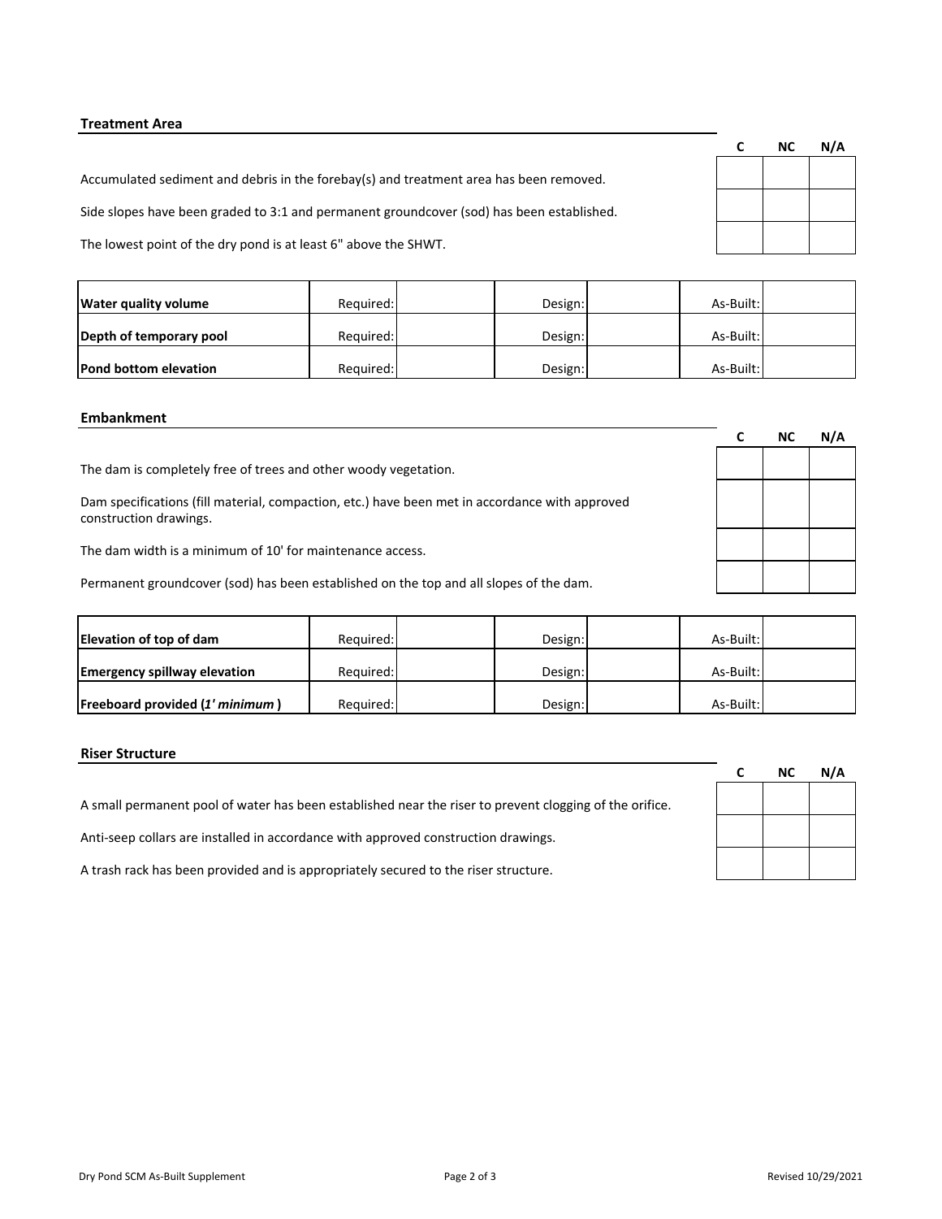### Treatment Area

| | C | NC | N/A |
|---|---|---|---|
| Accumulated sediment and debris in the forebay(s) and treatment area has been removed. | | | |
| Side slopes have been graded to 3:1 and permanent groundcover (sod) has been established. | | | |
| The lowest point of the dry pond is at least 6" above the SHWT. | | | |

| | | | | | | |
|---|---|---|---|---|---|---|
| **Water quality volume** | Required: | | Design: | | As-Built: | |
| **Depth of temporary pool** | Required: | | Design: | | As-Built: | |
| **Pond bottom elevation** | Required: | | Design: | | As-Built: | |

### Embankment

| | C | NC | N/A |
|---|---|---|---|
| The dam is completely free of trees and other woody vegetation. | | | |
| Dam specifications (fill material, compaction, etc.) have been met in accordance with approved construction drawings. | | | |
| The dam width is a minimum of 10' for maintenance access. | | | |
| Permanent groundcover (sod) has been established on the top and all slopes of the dam. | | | |

| | | | | | | |
|---|---|---|---|---|---|---|
| **Elevation of top of dam** | Required: | | Design: | | As-Built: | |
| **Emergency spillway elevation** | Required: | | Design: | | As-Built: | |
| **Freeboard provided (*1' minimum*)** | Required: | | Design: | | As-Built: | |

### Riser Structure

| | C | NC | N/A |
|---|---|---|---|
| A small permanent pool of water has been established near the riser to prevent clogging of the orifice. | | | |
| Anti-seep collars are installed in accordance with approved construction drawings. | | | |
| A trash rack has been provided and is appropriately secured to the riser structure. | | | |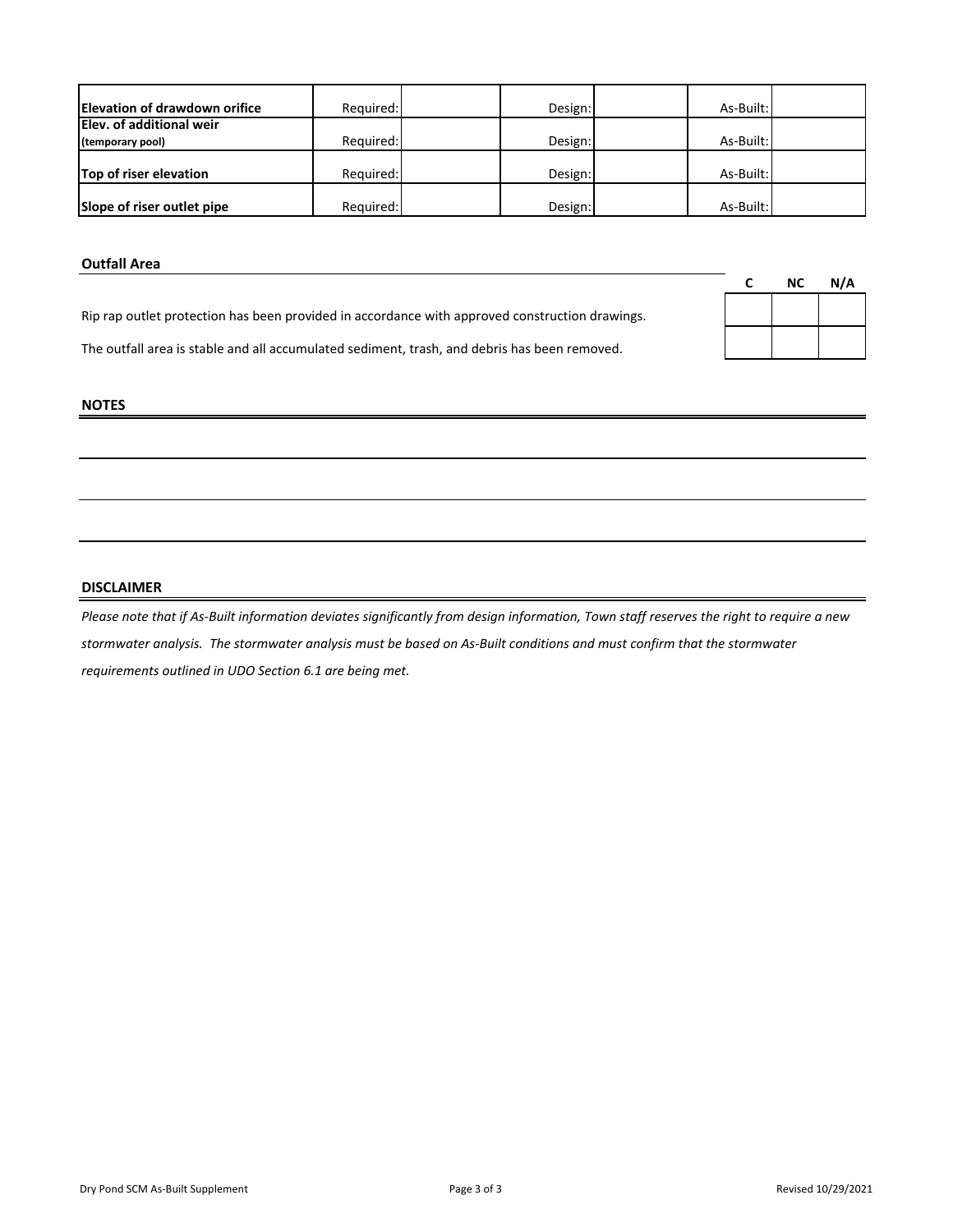| | | | | | | |
|---|---|---|---|---|---|---|
| **Elevation of drawdown orifice** | Required: | | Design: | | As-Built: | |
| **Elev. of additional weir (temporary pool)** | Required: | | Design: | | As-Built: | |
| **Top of riser elevation** | Required: | | Design: | | As-Built: | |
| **Slope of riser outlet pipe** | Required: | | Design: | | As-Built: | |

**Outfall Area**

| | C | NC | N/A |
|---|---|---|---|
| Rip rap outlet protection has been provided in accordance with approved construction drawings. | | | |
| The outfall area is stable and all accumulated sediment, trash, and debris has been removed. | | | |

**NOTES**

**DISCLAIMER**

*Please note that if As-Built information deviates significantly from design information, Town staff reserves the right to require a new stormwater analysis. The stormwater analysis must be based on As-Built conditions and must confirm that the stormwater requirements outlined in UDO Section 6.1 are being met.*